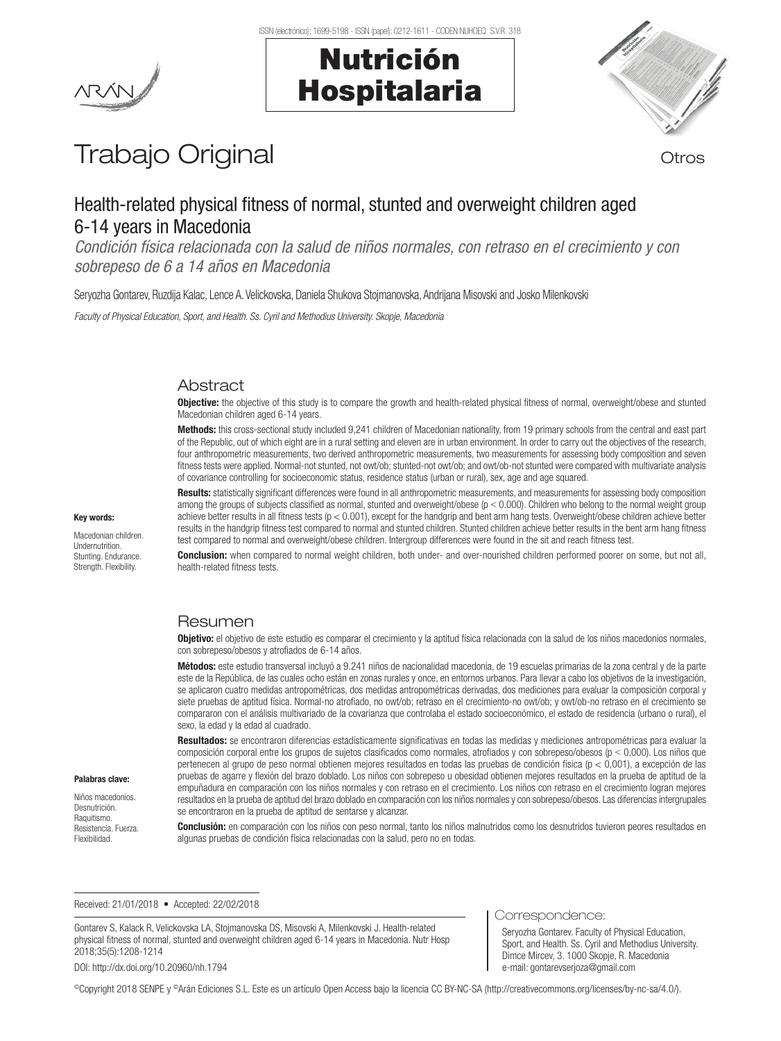ISSN (electrónico): 1699-5198 - ISSN (papel): 0212-1611 - CODEN NUHOEQ S.V.R. 318

# Nutrición Hospitalaria

Trabajo Original

Otros

## Health-related physical fitness of normal, stunted and overweight children aged 6-14 years in Macedonia

*Condición física relacionada con la salud de niños normales, con retraso en el crecimiento y con sobrepeso de 6 a 14 años en Macedonia*

Seryozha Gontarev, Ruzdija Kalac, Lence A. Velickovska, Daniela Shukova Stojmanovska, Andrijana Misovski and Josko Milenkovski

*Faculty of Physical Education, Sport, and Health. Ss. Cyril and Methodius University. Skopje, Macedonia*

### Abstract

**Objective:** the objective of this study is to compare the growth and health-related physical fitness of normal, overweight/obese and stunted Macedonian children aged 6-14 years.

**Methods:** this cross-sectional study included 9,241 children of Macedonian nationality, from 19 primary schools from the central and east part of the Republic, out of which eight are in a rural setting and eleven are in urban environment. In order to carry out the objectives of the research, four anthropometric measurements, two derived anthropometric measurements, two measurements for assessing body composition and seven fitness tests were applied. Normal-not stunted, not owt/ob; stunted-not owt/ob; and owt/ob-not stunted were compared with multivariate analysis of covariance controlling for socioeconomic status, residence status (urban or rural), sex, age and age squared.

**Results:** statistically significant differences were found in all anthropometric measurements, and measurements for assessing body composition among the groups of subjects classified as normal, stunted and overweight/obese ($p < 0.000$). Children who belong to the normal weight group achieve better results in all fitness tests ($p < 0.001$), except for the handgrip and bent arm hang tests. Overweight/obese children achieve better results in the handgrip fitness test compared to normal and stunted children. Stunted children achieve better results in the bent arm hang fitness test compared to normal and overweight/obese children. Intergroup differences were found in the sit and reach fitness test.

**Conclusion:** when compared to normal weight children, both under- and over-nourished children performed poorer on some, but not all, health-related fitness tests.

**Key words:**

Macedonian children. Undernutrition. Stunting. Endurance. Strength. Flexibility.

### Resumen

**Objetivo:** el objetivo de este estudio es comparar el crecimiento y la aptitud física relacionada con la salud de los niños macedonios normales, con sobrepeso/obesos y atrofiados de 6-14 años.

**Métodos:** este estudio transversal incluyó a 9.241 niños de nacionalidad macedonia, de 19 escuelas primarias de la zona central y de la parte este de la República, de las cuales ocho están en zonas rurales y once, en entornos urbanos. Para llevar a cabo los objetivos de la investigación, se aplicaron cuatro medidas antropométricas, dos medidas antropométricas derivadas, dos mediciones para evaluar la composición corporal y siete pruebas de aptitud física. Normal-no atrofiado, no owt/ob; retraso en el crecimiento-no owt/ob; y owt/ob-no retraso en el crecimiento se compararon con el análisis multivariado de la covarianza que controlaba el estado socioeconómico, el estado de residencia (urbano o rural), el sexo, la edad y la edad al cuadrado.

**Resultados:** se encontraron diferencias estadísticamente significativas en todas las medidas y mediciones antropométricas para evaluar la composición corporal entre los grupos de sujetos clasificados como normales, atrofiados y con sobrepeso/obesos ($p < 0,000$). Los niños que pertenecen al grupo de peso normal obtienen mejores resultados en todas las pruebas de condición física ($p < 0,001$), a excepción de las pruebas de agarre y flexión del brazo doblado. Los niños con sobrepeso u obesidad obtienen mejores resultados en la prueba de aptitud de la empuñadura en comparación con los niños normales y con retraso en el crecimiento. Los niños con retraso en el crecimiento logran mejores resultados en la prueba de aptitud del brazo doblado en comparación con los niños normales y con sobrepeso/obesos. Las diferencias intergrupales se encontraron en la prueba de aptitud de sentarse y alcanzar.

**Conclusión:** en comparación con los niños con peso normal, tanto los niños malnutridos como los desnutridos tuvieron peores resultados en algunas pruebas de condición física relacionadas con la salud, pero no en todas.

**Palabras clave:**

Niños macedonios. Desnutrición. Raquitismo. Resistencia. Fuerza. Flexibilidad.

Received: 21/01/2018 • Accepted: 22/02/2018

Gontarev S, Kalack R, Velickovska LA, Stojmanovska DS, Misovski A, Milenkovski J. Health-related physical fitness of normal, stunted and overweight children aged 6-14 years in Macedonia. Nutr Hosp 2018;35(5):1208-1214

DOI: http://dx.doi.org/10.20960/nh.1794

Correspondence:

Seryozha Gontarev. Faculty of Physical Education, Sport, and Health. Ss. Cyril and Methodius University. Dimce Mircev, 3. 1000 Skopje, R. Macedonia
e-mail: gontarevserjoza@gmail.com

©Copyright 2018 SENPE y ©Arán Ediciones S.L. Este es un artículo Open Access bajo la licencia CC BY-NC-SA (http://creativecommons.org/licenses/by-nc-sa/4.0/).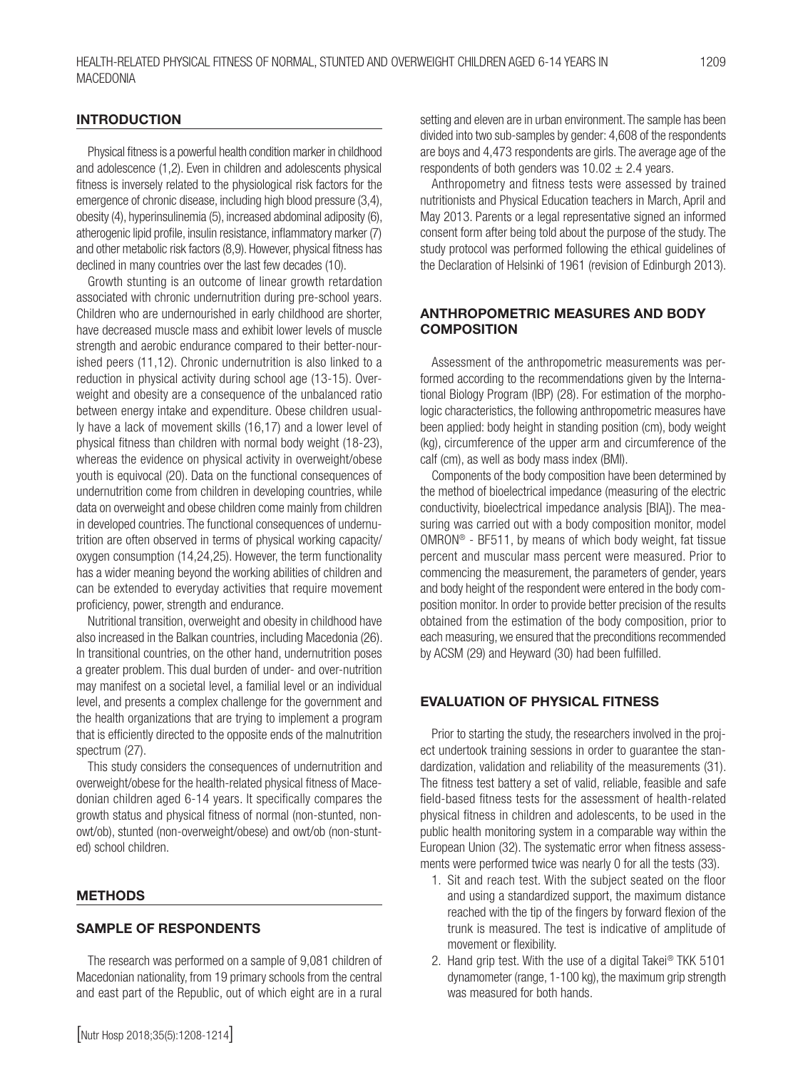## INTRODUCTION

Physical fitness is a powerful health condition marker in childhood and adolescence (1,2). Even in children and adolescents physical fitness is inversely related to the physiological risk factors for the emergence of chronic disease, including high blood pressure (3,4), obesity (4), hyperinsulinemia (5), increased abdominal adiposity (6), atherogenic lipid profile, insulin resistance, inflammatory marker (7) and other metabolic risk factors (8,9). However, physical fitness has declined in many countries over the last few decades (10).

Growth stunting is an outcome of linear growth retardation associated with chronic undernutrition during pre-school years. Children who are undernourished in early childhood are shorter, have decreased muscle mass and exhibit lower levels of muscle strength and aerobic endurance compared to their better-nourished peers (11,12). Chronic undernutrition is also linked to a reduction in physical activity during school age (13-15). Overweight and obesity are a consequence of the unbalanced ratio between energy intake and expenditure. Obese children usually have a lack of movement skills (16,17) and a lower level of physical fitness than children with normal body weight (18-23), whereas the evidence on physical activity in overweight/obese youth is equivocal (20). Data on the functional consequences of undernutrition come from children in developing countries, while data on overweight and obese children come mainly from children in developed countries. The functional consequences of undernutrition are often observed in terms of physical working capacity/oxygen consumption (14,24,25). However, the term functionality has a wider meaning beyond the working abilities of children and can be extended to everyday activities that require movement proficiency, power, strength and endurance.

Nutritional transition, overweight and obesity in childhood have also increased in the Balkan countries, including Macedonia (26). In transitional countries, on the other hand, undernutrition poses a greater problem. This dual burden of under- and over-nutrition may manifest on a societal level, a familial level or an individual level, and presents a complex challenge for the government and the health organizations that are trying to implement a program that is efficiently directed to the opposite ends of the malnutrition spectrum (27).

This study considers the consequences of undernutrition and overweight/obese for the health-related physical fitness of Macedonian children aged 6-14 years. It specifically compares the growth status and physical fitness of normal (non-stunted, non-owt/ob), stunted (non-overweight/obese) and owt/ob (non-stunted) school children.

## METHODS

### SAMPLE OF RESPONDENTS

The research was performed on a sample of 9,081 children of Macedonian nationality, from 19 primary schools from the central and east part of the Republic, out of which eight are in a rural setting and eleven are in urban environment. The sample has been divided into two sub-samples by gender: 4,608 of the respondents are boys and 4,473 respondents are girls. The average age of the respondents of both genders was $10.02 \pm 2.4$ years.

Anthropometry and fitness tests were assessed by trained nutritionists and Physical Education teachers in March, April and May 2013. Parents or a legal representative signed an informed consent form after being told about the purpose of the study. The study protocol was performed following the ethical guidelines of the Declaration of Helsinki of 1961 (revision of Edinburgh 2013).

### ANTHROPOMETRIC MEASURES AND BODY COMPOSITION

Assessment of the anthropometric measurements was performed according to the recommendations given by the International Biology Program (IBP) (28). For estimation of the morphologic characteristics, the following anthropometric measures have been applied: body height in standing position (cm), body weight (kg), circumference of the upper arm and circumference of the calf (cm), as well as body mass index (BMI).

Components of the body composition have been determined by the method of bioelectrical impedance (measuring of the electric conductivity, bioelectrical impedance analysis [BIA]). The measuring was carried out with a body composition monitor, model OMRON® - BF511, by means of which body weight, fat tissue percent and muscular mass percent were measured. Prior to commencing the measurement, the parameters of gender, years and body height of the respondent were entered in the body composition monitor. In order to provide better precision of the results obtained from the estimation of the body composition, prior to each measuring, we ensured that the preconditions recommended by ACSM (29) and Heyward (30) had been fulfilled.

### EVALUATION OF PHYSICAL FITNESS

Prior to starting the study, the researchers involved in the project undertook training sessions in order to guarantee the standardization, validation and reliability of the measurements (31). The fitness test battery a set of valid, reliable, feasible and safe field-based fitness tests for the assessment of health-related physical fitness in children and adolescents, to be used in the public health monitoring system in a comparable way within the European Union (32). The systematic error when fitness assessments were performed twice was nearly 0 for all the tests (33).

1. Sit and reach test. With the subject seated on the floor and using a standardized support, the maximum distance reached with the tip of the fingers by forward flexion of the trunk is measured. The test is indicative of amplitude of movement or flexibility.
2. Hand grip test. With the use of a digital Takei® TKK 5101 dynamometer (range, 1-100 kg), the maximum grip strength was measured for both hands.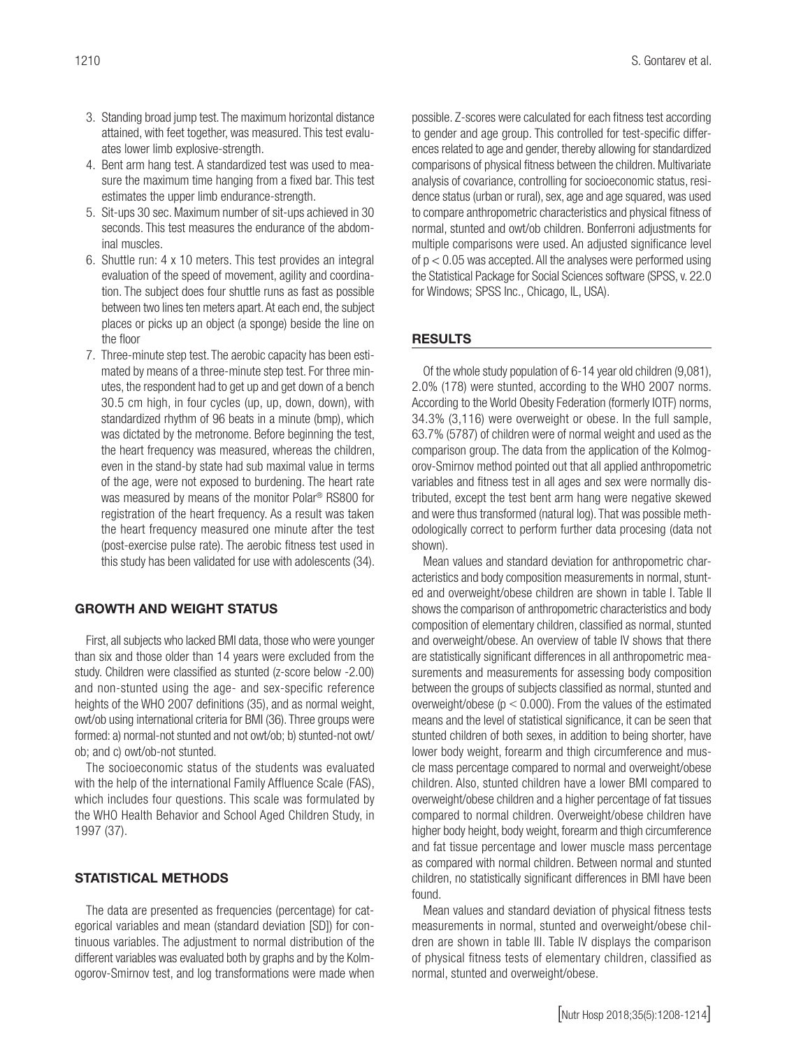3. Standing broad jump test. The maximum horizontal distance attained, with feet together, was measured. This test evaluates lower limb explosive-strength.
4. Bent arm hang test. A standardized test was used to measure the maximum time hanging from a fixed bar. This test estimates the upper limb endurance-strength.
5. Sit-ups 30 sec. Maximum number of sit-ups achieved in 30 seconds. This test measures the endurance of the abdominal muscles.
6. Shuttle run: 4 x 10 meters. This test provides an integral evaluation of the speed of movement, agility and coordination. The subject does four shuttle runs as fast as possible between two lines ten meters apart. At each end, the subject places or picks up an object (a sponge) beside the line on the floor
7. Three-minute step test. The aerobic capacity has been estimated by means of a three-minute step test. For three minutes, the respondent had to get up and get down of a bench 30.5 cm high, in four cycles (up, up, down, down), with standardized rhythm of 96 beats in a minute (bmp), which was dictated by the metronome. Before beginning the test, the heart frequency was measured, whereas the children, even in the stand-by state had sub maximal value in terms of the age, were not exposed to burdening. The heart rate was measured by means of the monitor Polar® RS800 for registration of the heart frequency. As a result was taken the heart frequency measured one minute after the test (post-exercise pulse rate). The aerobic fitness test used in this study has been validated for use with adolescents (34).

## GROWTH AND WEIGHT STATUS

First, all subjects who lacked BMI data, those who were younger than six and those older than 14 years were excluded from the study. Children were classified as stunted (z-score below -2.00) and non-stunted using the age- and sex-specific reference heights of the WHO 2007 definitions (35), and as normal weight, owt/ob using international criteria for BMI (36). Three groups were formed: a) normal-not stunted and not owt/ob; b) stunted-not owt/ob; and c) owt/ob-not stunted.

The socioeconomic status of the students was evaluated with the help of the international Family Affluence Scale (FAS), which includes four questions. This scale was formulated by the WHO Health Behavior and School Aged Children Study, in 1997 (37).

## STATISTICAL METHODS

The data are presented as frequencies (percentage) for categorical variables and mean (standard deviation [SD]) for continuous variables. The adjustment to normal distribution of the different variables was evaluated both by graphs and by the Kolmogorov-Smirnov test, and log transformations were made when possible. Z-scores were calculated for each fitness test according to gender and age group. This controlled for test-specific differences related to age and gender, thereby allowing for standardized comparisons of physical fitness between the children. Multivariate analysis of covariance, controlling for socioeconomic status, residence status (urban or rural), sex, age and age squared, was used to compare anthropometric characteristics and physical fitness of normal, stunted and owt/ob children. Bonferroni adjustments for multiple comparisons were used. An adjusted significance level of $p < 0.05$ was accepted. All the analyses were performed using the Statistical Package for Social Sciences software (SPSS, v. 22.0 for Windows; SPSS Inc., Chicago, IL, USA).

## RESULTS

Of the whole study population of 6-14 year old children (9,081), 2.0% (178) were stunted, according to the WHO 2007 norms. According to the World Obesity Federation (formerly IOTF) norms, 34.3% (3,116) were overweight or obese. In the full sample, 63.7% (5787) of children were of normal weight and used as the comparison group. The data from the application of the Kolmogorov-Smirnov method pointed out that all applied anthropometric variables and fitness test in all ages and sex were normally distributed, except the test bent arm hang were negative skewed and were thus transformed (natural log). That was possible methodologically correct to perform further data procesing (data not shown).

Mean values and standard deviation for anthropometric characteristics and body composition measurements in normal, stunted and overweight/obese children are shown in table I. Table II shows the comparison of anthropometric characteristics and body composition of elementary children, classified as normal, stunted and overweight/obese. An overview of table IV shows that there are statistically significant differences in all anthropometric measurements and measurements for assessing body composition between the groups of subjects classified as normal, stunted and overweight/obese ($p < 0.000$). From the values of the estimated means and the level of statistical significance, it can be seen that stunted children of both sexes, in addition to being shorter, have lower body weight, forearm and thigh circumference and muscle mass percentage compared to normal and overweight/obese children. Also, stunted children have a lower BMI compared to overweight/obese children and a higher percentage of fat tissues compared to normal children. Overweight/obese children have higher body height, body weight, forearm and thigh circumference and fat tissue percentage and lower muscle mass percentage as compared with normal children. Between normal and stunted children, no statistically significant differences in BMI have been found.

Mean values and standard deviation of physical fitness tests measurements in normal, stunted and overweight/obese children are shown in table III. Table IV displays the comparison of physical fitness tests of elementary children, classified as normal, stunted and overweight/obese.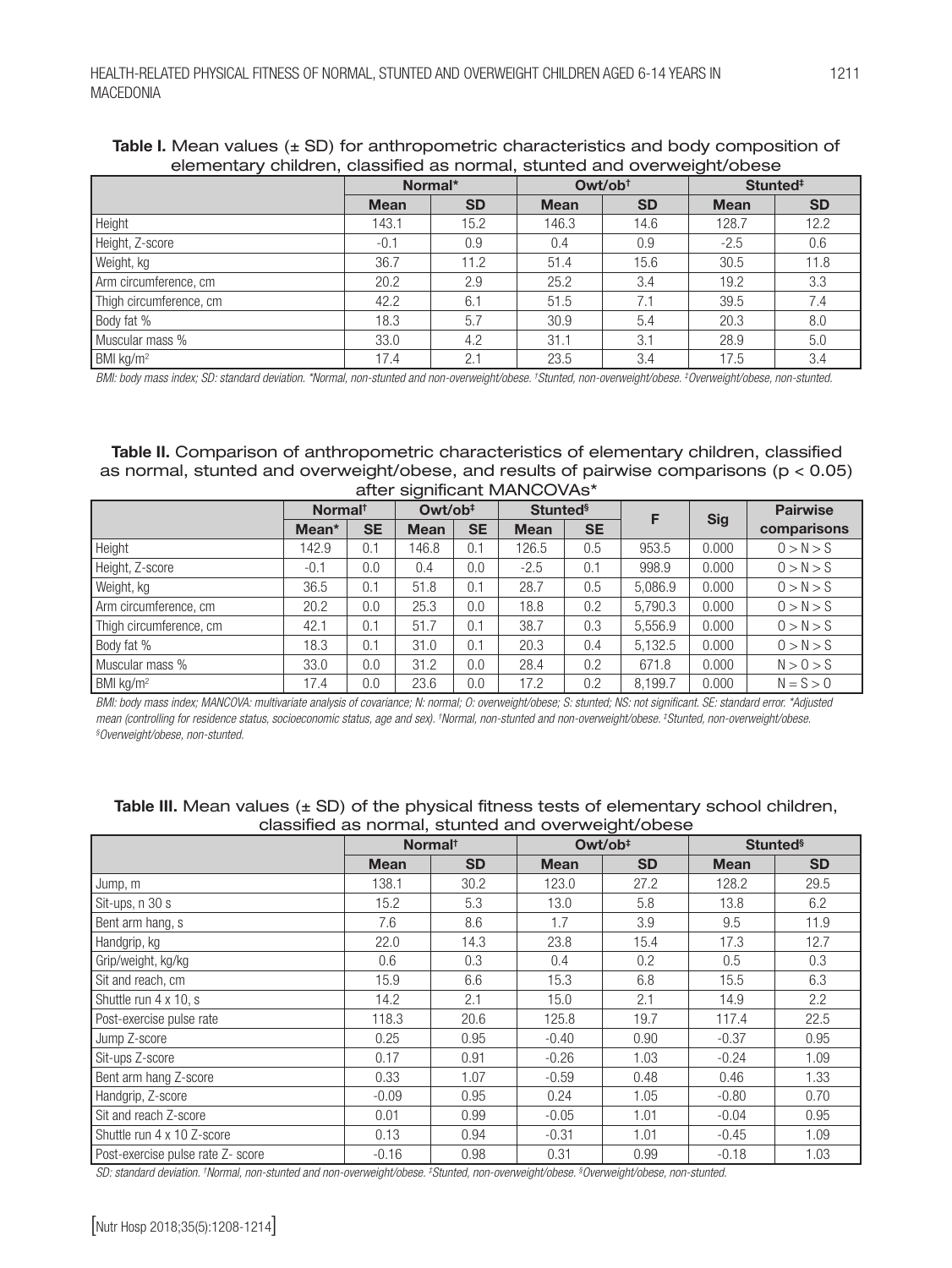**Table I.** Mean values (± SD) for anthropometric characteristics and body composition of elementary children, classified as normal, stunted and overweight/obese

| | Normal* | | Owt/ob† | | Stunted‡ | |
|---|---|---|---|---|---|---|
| | **Mean** | **SD** | **Mean** | **SD** | **Mean** | **SD** |
| Height | 143.1 | 15.2 | 146.3 | 14.6 | 128.7 | 12.2 |
| Height, Z-score | -0.1 | 0.9 | 0.4 | 0.9 | -2.5 | 0.6 |
| Weight, kg | 36.7 | 11.2 | 51.4 | 15.6 | 30.5 | 11.8 |
| Arm circumference, cm | 20.2 | 2.9 | 25.2 | 3.4 | 19.2 | 3.3 |
| Thigh circumference, cm | 42.2 | 6.1 | 51.5 | 7.1 | 39.5 | 7.4 |
| Body fat % | 18.3 | 5.7 | 30.9 | 5.4 | 20.3 | 8.0 |
| Muscular mass % | 33.0 | 4.2 | 31.1 | 3.1 | 28.9 | 5.0 |
| BMI kg/m$^2$ | 17.4 | 2.1 | 23.5 | 3.4 | 17.5 | 3.4 |

*BMI: body mass index; SD: standard deviation. \*Normal, non-stunted and non-overweight/obese. †Stunted, non-overweight/obese. ‡Overweight/obese, non-stunted.*

**Table II.** Comparison of anthropometric characteristics of elementary children, classified as normal, stunted and overweight/obese, and results of pairwise comparisons (p < 0.05) after significant MANCOVAs*

| | Normal† | | Owt/ob‡ | | Stunted§ | | F | Sig | Pairwise comparisons |
|---|---|---|---|---|---|---|---|---|---|
| | **Mean*** | **SE** | **Mean** | **SE** | **Mean** | **SE** | | | |
| Height | 142.9 | 0.1 | 146.8 | 0.1 | 126.5 | 0.5 | 953.5 | 0.000 | 0 > N > S |
| Height, Z-score | -0.1 | 0.0 | 0.4 | 0.0 | -2.5 | 0.1 | 998.9 | 0.000 | 0 > N > S |
| Weight, kg | 36.5 | 0.1 | 51.8 | 0.1 | 28.7 | 0.5 | 5,086.9 | 0.000 | 0 > N > S |
| Arm circumference, cm | 20.2 | 0.0 | 25.3 | 0.0 | 18.8 | 0.2 | 5,790.3 | 0.000 | 0 > N > S |
| Thigh circumference, cm | 42.1 | 0.1 | 51.7 | 0.1 | 38.7 | 0.3 | 5,556.9 | 0.000 | 0 > N > S |
| Body fat % | 18.3 | 0.1 | 31.0 | 0.1 | 20.3 | 0.4 | 5,132.5 | 0.000 | 0 > N > S |
| Muscular mass % | 33.0 | 0.0 | 31.2 | 0.0 | 28.4 | 0.2 | 671.8 | 0.000 | N > 0 > S |
| BMI kg/m$^2$ | 17.4 | 0.0 | 23.6 | 0.0 | 17.2 | 0.2 | 8,199.7 | 0.000 | N = S > 0 |

*BMI: body mass index; MANCOVA: multivariate analysis of covariance; N: normal; O: overweight/obese; S: stunted; NS: not significant. SE: standard error. \*Adjusted mean (controlling for residence status, socioeconomic status, age and sex). †Normal, non-stunted and non-overweight/obese. ‡Stunted, non-overweight/obese. §Overweight/obese, non-stunted.*

**Table III.** Mean values (± SD) of the physical fitness tests of elementary school children, classified as normal, stunted and overweight/obese

| | Normal† | | Owt/ob‡ | | Stunted§ | |
|---|---|---|---|---|---|---|
| | **Mean** | **SD** | **Mean** | **SD** | **Mean** | **SD** |
| Jump, m | 138.1 | 30.2 | 123.0 | 27.2 | 128.2 | 29.5 |
| Sit-ups, n 30 s | 15.2 | 5.3 | 13.0 | 5.8 | 13.8 | 6.2 |
| Bent arm hang, s | 7.6 | 8.6 | 1.7 | 3.9 | 9.5 | 11.9 |
| Handgrip, kg | 22.0 | 14.3 | 23.8 | 15.4 | 17.3 | 12.7 |
| Grip/weight, kg/kg | 0.6 | 0.3 | 0.4 | 0.2 | 0.5 | 0.3 |
| Sit and reach, cm | 15.9 | 6.6 | 15.3 | 6.8 | 15.5 | 6.3 |
| Shuttle run 4 x 10, s | 14.2 | 2.1 | 15.0 | 2.1 | 14.9 | 2.2 |
| Post-exercise pulse rate | 118.3 | 20.6 | 125.8 | 19.7 | 117.4 | 22.5 |
| Jump Z-score | 0.25 | 0.95 | -0.40 | 0.90 | -0.37 | 0.95 |
| Sit-ups Z-score | 0.17 | 0.91 | -0.26 | 1.03 | -0.24 | 1.09 |
| Bent arm hang Z-score | 0.33 | 1.07 | -0.59 | 0.48 | 0.46 | 1.33 |
| Handgrip, Z-score | -0.09 | 0.95 | 0.24 | 1.05 | -0.80 | 0.70 |
| Sit and reach Z-score | 0.01 | 0.99 | -0.05 | 1.01 | -0.04 | 0.95 |
| Shuttle run 4 x 10 Z-score | 0.13 | 0.94 | -0.31 | 1.01 | -0.45 | 1.09 |
| Post-exercise pulse rate Z- score | -0.16 | 0.98 | 0.31 | 0.99 | -0.18 | 1.03 |

*SD: standard deviation. †Normal, non-stunted and non-overweight/obese. ‡Stunted, non-overweight/obese. §Overweight/obese, non-stunted.*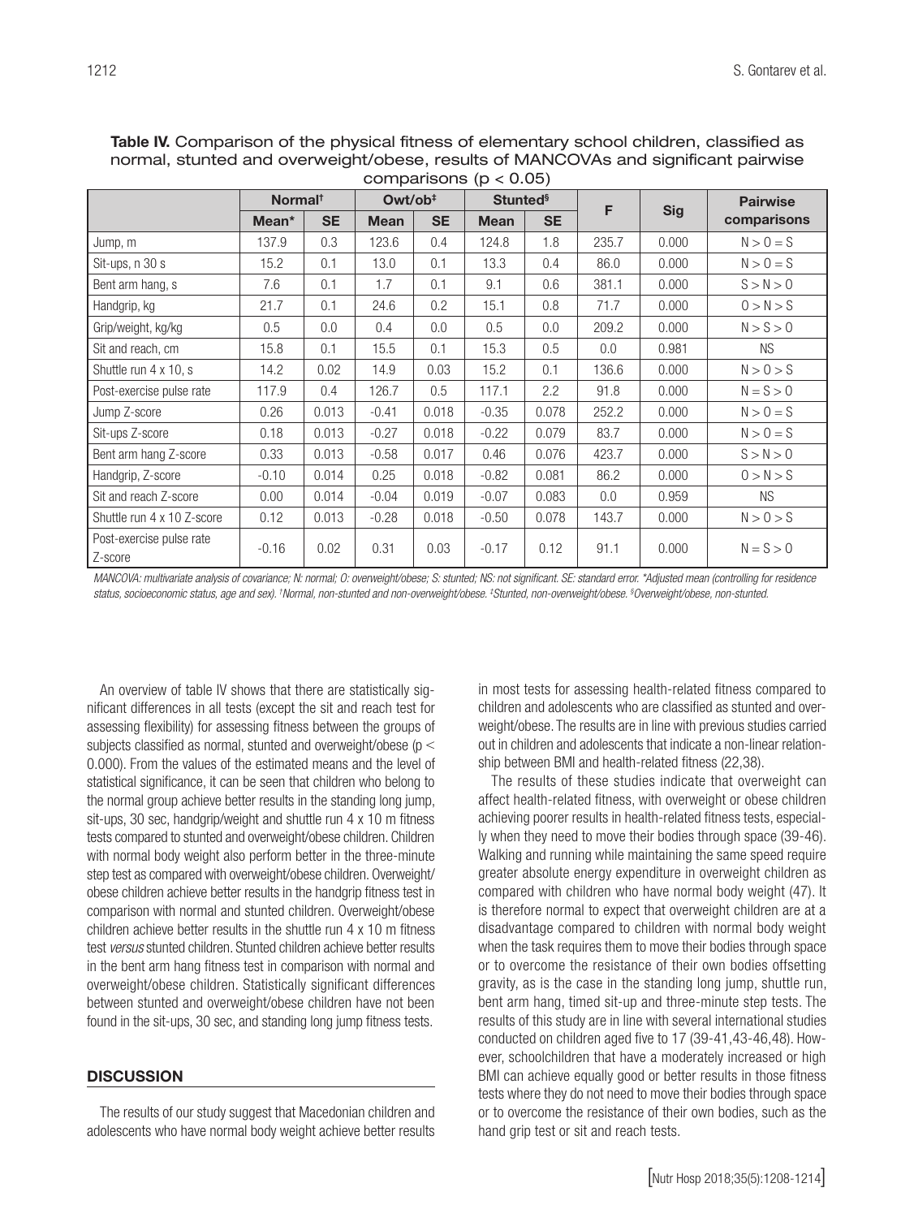**Table IV.** Comparison of the physical fitness of elementary school children, classified as normal, stunted and overweight/obese, results of MANCOVAs and significant pairwise comparisons ($p < 0.05$)

| | Normal[†] | | Owt/ob[‡] | | Stunted[§] | | F | Sig | Pairwise comparisons |
|---|---|---|---|---|---|---|---|---|---|
| | Mean* | SE | Mean | SE | Mean | SE | | | |
| Jump, m | 137.9 | 0.3 | 123.6 | 0.4 | 124.8 | 1.8 | 235.7 | 0.000 | N > O = S |
| Sit-ups, n 30 s | 15.2 | 0.1 | 13.0 | 0.1 | 13.3 | 0.4 | 86.0 | 0.000 | N > O = S |
| Bent arm hang, s | 7.6 | 0.1 | 1.7 | 0.1 | 9.1 | 0.6 | 381.1 | 0.000 | S > N > O |
| Handgrip, kg | 21.7 | 0.1 | 24.6 | 0.2 | 15.1 | 0.8 | 71.7 | 0.000 | O > N > S |
| Grip/weight, kg/kg | 0.5 | 0.0 | 0.4 | 0.0 | 0.5 | 0.0 | 209.2 | 0.000 | N > S > O |
| Sit and reach, cm | 15.8 | 0.1 | 15.5 | 0.1 | 15.3 | 0.5 | 0.0 | 0.981 | NS |
| Shuttle run 4 x 10, s | 14.2 | 0.02 | 14.9 | 0.03 | 15.2 | 0.1 | 136.6 | 0.000 | N > O > S |
| Post-exercise pulse rate | 117.9 | 0.4 | 126.7 | 0.5 | 117.1 | 2.2 | 91.8 | 0.000 | N = S > O |
| Jump Z-score | 0.26 | 0.013 | -0.41 | 0.018 | -0.35 | 0.078 | 252.2 | 0.000 | N > O = S |
| Sit-ups Z-score | 0.18 | 0.013 | -0.27 | 0.018 | -0.22 | 0.079 | 83.7 | 0.000 | N > O = S |
| Bent arm hang Z-score | 0.33 | 0.013 | -0.58 | 0.017 | 0.46 | 0.076 | 423.7 | 0.000 | S > N > O |
| Handgrip, Z-score | -0.10 | 0.014 | 0.25 | 0.018 | -0.82 | 0.081 | 86.2 | 0.000 | O > N > S |
| Sit and reach Z-score | 0.00 | 0.014 | -0.04 | 0.019 | -0.07 | 0.083 | 0.0 | 0.959 | NS |
| Shuttle run 4 x 10 Z-score | 0.12 | 0.013 | -0.28 | 0.018 | -0.50 | 0.078 | 143.7 | 0.000 | N > O > S |
| Post-exercise pulse rate Z-score | -0.16 | 0.02 | 0.31 | 0.03 | -0.17 | 0.12 | 91.1 | 0.000 | N = S > O |

*MANCOVA: multivariate analysis of covariance; N: normal; O: overweight/obese; S: stunted; NS: not significant. SE: standard error. \*Adjusted mean (controlling for residence status, socioeconomic status, age and sex). †Normal, non-stunted and non-overweight/obese. ‡Stunted, non-overweight/obese. §Overweight/obese, non-stunted.*

An overview of table IV shows that there are statistically significant differences in all tests (except the sit and reach test for assessing flexibility) for assessing fitness between the groups of subjects classified as normal, stunted and overweight/obese ($p < 0.000$). From the values of the estimated means and the level of statistical significance, it can be seen that children who belong to the normal group achieve better results in the standing long jump, sit-ups, 30 sec, handgrip/weight and shuttle run 4 x 10 m fitness tests compared to stunted and overweight/obese children. Children with normal body weight also perform better in the three-minute step test as compared with overweight/obese children. Overweight/obese children achieve better results in the handgrip fitness test in comparison with normal and stunted children. Overweight/obese children achieve better results in the shuttle run 4 x 10 m fitness test *versus* stunted children. Stunted children achieve better results in the bent arm hang fitness test in comparison with normal and overweight/obese children. Statistically significant differences between stunted and overweight/obese children have not been found in the sit-ups, 30 sec, and standing long jump fitness tests.

## DISCUSSION

The results of our study suggest that Macedonian children and adolescents who have normal body weight achieve better results in most tests for assessing health-related fitness compared to children and adolescents who are classified as stunted and overweight/obese. The results are in line with previous studies carried out in children and adolescents that indicate a non-linear relationship between BMI and health-related fitness (22,38).

The results of these studies indicate that overweight can affect health-related fitness, with overweight or obese children achieving poorer results in health-related fitness tests, especially when they need to move their bodies through space (39-46). Walking and running while maintaining the same speed require greater absolute energy expenditure in overweight children as compared with children who have normal body weight (47). It is therefore normal to expect that overweight children are at a disadvantage compared to children with normal body weight when the task requires them to move their bodies through space or to overcome the resistance of their own bodies offsetting gravity, as is the case in the standing long jump, shuttle run, bent arm hang, timed sit-up and three-minute step tests. The results of this study are in line with several international studies conducted on children aged five to 17 (39-41,43-46,48). However, schoolchildren that have a moderately increased or high BMI can achieve equally good or better results in those fitness tests where they do not need to move their bodies through space or to overcome the resistance of their own bodies, such as the hand grip test or sit and reach tests.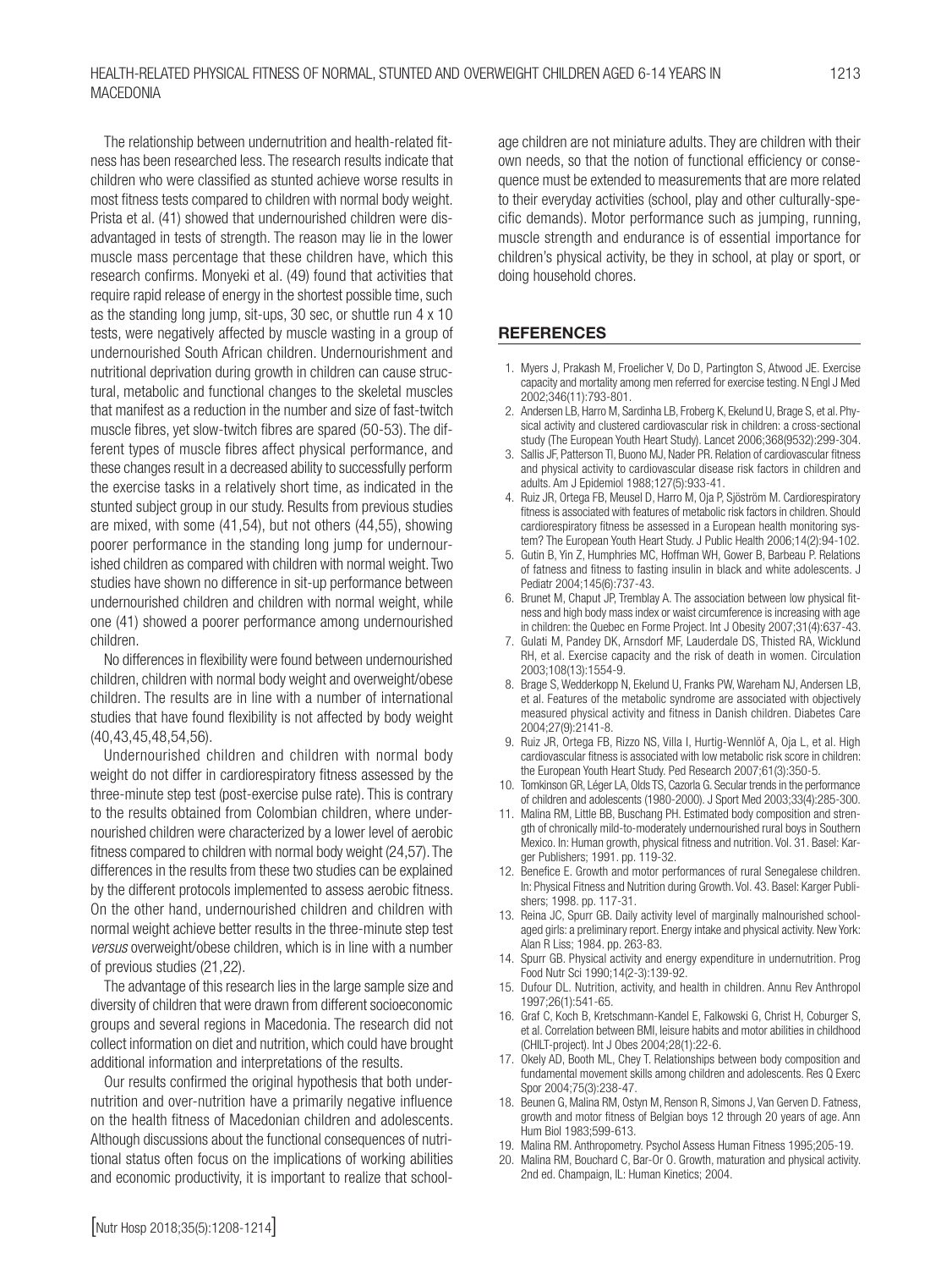The relationship between undernutrition and health-related fitness has been researched less. The research results indicate that children who were classified as stunted achieve worse results in most fitness tests compared to children with normal body weight. Prista et al. (41) showed that undernourished children were disadvantaged in tests of strength. The reason may lie in the lower muscle mass percentage that these children have, which this research confirms. Monyeki et al. (49) found that activities that require rapid release of energy in the shortest possible time, such as the standing long jump, sit-ups, 30 sec, or shuttle run 4 x 10 tests, were negatively affected by muscle wasting in a group of undernourished South African children. Undernourishment and nutritional deprivation during growth in children can cause structural, metabolic and functional changes to the skeletal muscles that manifest as a reduction in the number and size of fast-twitch muscle fibres, yet slow-twitch fibres are spared (50-53). The different types of muscle fibres affect physical performance, and these changes result in a decreased ability to successfully perform the exercise tasks in a relatively short time, as indicated in the stunted subject group in our study. Results from previous studies are mixed, with some (41,54), but not others (44,55), showing poorer performance in the standing long jump for undernourished children as compared with children with normal weight. Two studies have shown no difference in sit-up performance between undernourished children and children with normal weight, while one (41) showed a poorer performance among undernourished children.

No differences in flexibility were found between undernourished children, children with normal body weight and overweight/obese children. The results are in line with a number of international studies that have found flexibility is not affected by body weight (40,43,45,48,54,56).

Undernourished children and children with normal body weight do not differ in cardiorespiratory fitness assessed by the three-minute step test (post-exercise pulse rate). This is contrary to the results obtained from Colombian children, where undernourished children were characterized by a lower level of aerobic fitness compared to children with normal body weight (24,57). The differences in the results from these two studies can be explained by the different protocols implemented to assess aerobic fitness. On the other hand, undernourished children and children with normal weight achieve better results in the three-minute step test *versus* overweight/obese children, which is in line with a number of previous studies (21,22).

The advantage of this research lies in the large sample size and diversity of children that were drawn from different socioeconomic groups and several regions in Macedonia. The research did not collect information on diet and nutrition, which could have brought additional information and interpretations of the results.

Our results confirmed the original hypothesis that both undernutrition and over-nutrition have a primarily negative influence on the health fitness of Macedonian children and adolescents. Although discussions about the functional consequences of nutritional status often focus on the implications of working abilities and economic productivity, it is important to realize that school-age children are not miniature adults. They are children with their own needs, so that the notion of functional efficiency or consequence must be extended to measurements that are more related to their everyday activities (school, play and other culturally-specific demands). Motor performance such as jumping, running, muscle strength and endurance is of essential importance for children's physical activity, be they in school, at play or sport, or doing household chores.

## REFERENCES

1. Myers J, Prakash M, Froelicher V, Do D, Partington S, Atwood JE. Exercise capacity and mortality among men referred for exercise testing. N Engl J Med 2002;346(11):793-801.
2. Andersen LB, Harro M, Sardinha LB, Froberg K, Ekelund U, Brage S, et al. Physical activity and clustered cardiovascular risk in children: a cross-sectional study (The European Youth Heart Study). Lancet 2006;368(9532):299-304.
3. Sallis JF, Patterson TI, Buono MJ, Nader PR. Relation of cardiovascular fitness and physical activity to cardiovascular disease risk factors in children and adults. Am J Epidemiol 1988;127(5):933-41.
4. Ruiz JR, Ortega FB, Meusel D, Harro M, Oja P, Sjöström M. Cardiorespiratory fitness is associated with features of metabolic risk factors in children. Should cardiorespiratory fitness be assessed in a European health monitoring system? The European Youth Heart Study. J Public Health 2006;14(2):94-102.
5. Gutin B, Yin Z, Humphries MC, Hoffman WH, Gower B, Barbeau P. Relations of fatness and fitness to fasting insulin in black and white adolescents. J Pediatr 2004;145(6):737-43.
6. Brunet M, Chaput JP, Tremblay A. The association between low physical fitness and high body mass index or waist circumference is increasing with age in children: the Quebec en Forme Project. Int J Obesity 2007;31(4):637-43.
7. Gulati M, Pandey DK, Arnsdorf MF, Lauderdale DS, Thisted RA, Wicklund RH, et al. Exercise capacity and the risk of death in women. Circulation 2003;108(13):1554-9.
8. Brage S, Wedderkopp N, Ekelund U, Franks PW, Wareham NJ, Andersen LB, et al. Features of the metabolic syndrome are associated with objectively measured physical activity and fitness in Danish children. Diabetes Care 2004;27(9):2141-8.
9. Ruiz JR, Ortega FB, Rizzo NS, Villa I, Hurtig-Wennlöf A, Oja L, et al. High cardiovascular fitness is associated with low metabolic risk score in children: the European Youth Heart Study. Ped Research 2007;61(3):350-5.
10. Tomkinson GR, Léger LA, Olds TS, Cazorla G. Secular trends in the performance of children and adolescents (1980-2000). J Sport Med 2003;33(4):285-300.
11. Malina RM, Little BB, Buschang PH. Estimated body composition and strength of chronically mild-to-moderately undernourished rural boys in Southern Mexico. In: Human growth, physical fitness and nutrition. Vol. 31. Basel: Karger Publishers; 1991. pp. 119-32.
12. Benefice E. Growth and motor performances of rural Senegalese children. In: Physical Fitness and Nutrition during Growth. Vol. 43. Basel: Karger Publishers; 1998. pp. 117-31.
13. Reina JC, Spurr GB. Daily activity level of marginally malnourished school-aged girls: a preliminary report. Energy intake and physical activity. New York: Alan R Liss; 1984. pp. 263-83.
14. Spurr GB. Physical activity and energy expenditure in undernutrition. Prog Food Nutr Sci 1990;14(2-3):139-92.
15. Dufour DL. Nutrition, activity, and health in children. Annu Rev Anthropol 1997;26(1):541-65.
16. Graf C, Koch B, Kretschmann-Kandel E, Falkowski G, Christ H, Coburger S, et al. Correlation between BMI, leisure habits and motor abilities in childhood (CHILT-project). Int J Obes 2004;28(1):22-6.
17. Okely AD, Booth ML, Chey T. Relationships between body composition and fundamental movement skills among children and adolescents. Res Q Exerc Spor 2004;75(3):238-47.
18. Beunen G, Malina RM, Ostyn M, Renson R, Simons J, Van Gerven D. Fatness, growth and motor fitness of Belgian boys 12 through 20 years of age. Ann Hum Biol 1983;599-613.
19. Malina RM. Anthropometry. Psychol Assess Human Fitness 1995;205-19.
20. Malina RM, Bouchard C, Bar-Or O. Growth, maturation and physical activity. 2nd ed. Champaign, IL: Human Kinetics; 2004.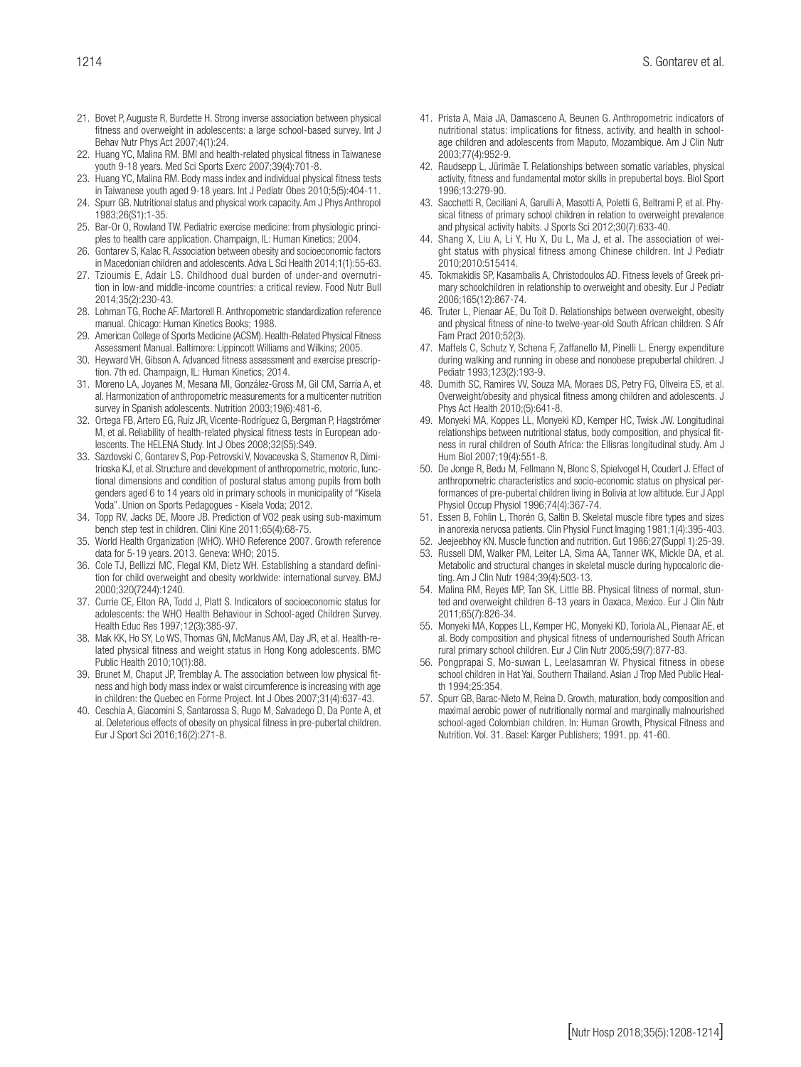21. Bovet P, Auguste R, Burdette H. Strong inverse association between physical fitness and overweight in adolescents: a large school-based survey. Int J Behav Nutr Phys Act 2007;4(1):24.
22. Huang YC, Malina RM. BMI and health-related physical fitness in Taiwanese youth 9-18 years. Med Sci Sports Exerc 2007;39(4):701-8.
23. Huang YC, Malina RM. Body mass index and individual physical fitness tests in Taiwanese youth aged 9-18 years. Int J Pediatr Obes 2010;5(5):404-11.
24. Spurr GB. Nutritional status and physical work capacity. Am J Phys Anthropol 1983;26(S1):1-35.
25. Bar-Or O, Rowland TW. Pediatric exercise medicine: from physiologic principles to health care application. Champaign, IL: Human Kinetics; 2004.
26. Gontarev S, Kalac R. Association between obesity and socioeconomic factors in Macedonian children and adolescents. Adva L Sci Health 2014;1(1):55-63.
27. Tzioumis E, Adair LS. Childhood dual burden of under-and overnutrition in low-and middle-income countries: a critical review. Food Nutr Bull 2014;35(2):230-43.
28. Lohman TG, Roche AF. Martorell R. Anthropometric standardization reference manual. Chicago: Human Kinetics Books; 1988.
29. American College of Sports Medicine (ACSM). Health-Related Physical Fitness Assessment Manual. Baltimore: Lippincott Williams and Wilkins; 2005.
30. Heyward VH, Gibson A. Advanced fitness assessment and exercise prescription. 7th ed. Champaign, IL: Human Kinetics; 2014.
31. Moreno LA, Joyanes M, Mesana MI, González-Gross M, Gil CM, Sarría A, et al. Harmonization of anthropometric measurements for a multicenter nutrition survey in Spanish adolescents. Nutrition 2003;19(6):481-6.
32. Ortega FB, Artero EG, Ruiz JR, Vicente-Rodríguez G, Bergman P, Hagströmer M, et al. Reliability of health-related physical fitness tests in European adolescents. The HELENA Study. Int J Obes 2008;32(S5):S49.
33. Sazdovski C, Gontarev S, Pop-Petrovski V, Novacevska S, Stamenov R, Dimitrioska KJ, et al. Structure and development of anthropometric, motoric, functional dimensions and condition of postural status among pupils from both genders aged 6 to 14 years old in primary schools in municipality of "Kisela Voda". Union on Sports Pedagogues - Kisela Voda; 2012.
34. Topp RV, Jacks DE, Moore JB. Prediction of VO2 peak using sub-maximum bench step test in children. Clini Kine 2011;65(4):68-75.
35. World Health Organization (WHO). WHO Reference 2007. Growth reference data for 5-19 years. 2013. Geneva: WHO; 2015.
36. Cole TJ, Bellizzi MC, Flegal KM, Dietz WH. Establishing a standard definition for child overweight and obesity worldwide: international survey. BMJ 2000;320(7244):1240.
37. Currie CE, Elton RA, Todd J, Platt S. Indicators of socioeconomic status for adolescents: the WHO Health Behaviour in School-aged Children Survey. Health Educ Res 1997;12(3):385-97.
38. Mak KK, Ho SY, Lo WS, Thomas GN, McManus AM, Day JR, et al. Health-related physical fitness and weight status in Hong Kong adolescents. BMC Public Health 2010;10(1):88.
39. Brunet M, Chaput JP, Tremblay A. The association between low physical fitness and high body mass index or waist circumference is increasing with age in children: the Quebec en Forme Project. Int J Obes 2007;31(4):637-43.
40. Ceschia A, Giacomini S, Santarossa S, Rugo M, Salvadego D, Da Ponte A, et al. Deleterious effects of obesity on physical fitness in pre-pubertal children. Eur J Sport Sci 2016;16(2):271-8.
41. Prista A, Maia JA, Damasceno A, Beunen G. Anthropometric indicators of nutritional status: implications for fitness, activity, and health in school-age children and adolescents from Maputo, Mozambique. Am J Clin Nutr 2003;77(4):952-9.
42. Raudsepp L, Jürimäe T. Relationships between somatic variables, physical activity, fitness and fundamental motor skills in prepubertal boys. Biol Sport 1996;13:279-90.
43. Sacchetti R, Ceciliani A, Garulli A, Masotti A, Poletti G, Beltrami P, et al. Physical fitness of primary school children in relation to overweight prevalence and physical activity habits. J Sports Sci 2012;30(7):633-40.
44. Shang X, Liu A, Li Y, Hu X, Du L, Ma J, et al. The association of weight status with physical fitness among Chinese children. Int J Pediatr 2010;2010:515414.
45. Tokmakidis SP, Kasambalis A, Christodoulos AD. Fitness levels of Greek primary schoolchildren in relationship to overweight and obesity. Eur J Pediatr 2006;165(12):867-74.
46. Truter L, Pienaar AE, Du Toit D. Relationships between overweight, obesity and physical fitness of nine-to twelve-year-old South African children. S Afr Fam Pract 2010;52(3).
47. Maffels C, Schutz Y, Schena F, Zaffanello M, Pinelli L. Energy expenditure during walking and running in obese and nonobese prepubertal children. J Pediatr 1993;123(2):193-9.
48. Dumith SC, Ramires VV, Souza MA, Moraes DS, Petry FG, Oliveira ES, et al. Overweight/obesity and physical fitness among children and adolescents. J Phys Act Health 2010;(5):641-8.
49. Monyeki MA, Koppes LL, Monyeki KD, Kemper HC, Twisk JW. Longitudinal relationships between nutritional status, body composition, and physical fitness in rural children of South Africa: the Ellisras longitudinal study. Am J Hum Biol 2007;19(4):551-8.
50. De Jonge R, Bedu M, Fellmann N, Blonc S, Spielvogel H, Coudert J. Effect of anthropometric characteristics and socio-economic status on physical performances of pre-pubertal children living in Bolivia at low altitude. Eur J Appl Physiol Occup Physiol 1996;74(4):367-74.
51. Essen B, Fohlin L, Thorén G, Saltin B. Skeletal muscle fibre types and sizes in anorexia nervosa patients. Clin Physiol Funct Imaging 1981;1(4):395-403.
52. Jeejeebhoy KN. Muscle function and nutrition. Gut 1986;27(Suppl 1):25-39.
53. Russell DM, Walker PM, Leiter LA, Sima AA, Tanner WK, Mickle DA, et al. Metabolic and structural changes in skeletal muscle during hypocaloric dieting. Am J Clin Nutr 1984;39(4):503-13.
54. Malina RM, Reyes MP, Tan SK, Little BB. Physical fitness of normal, stunted and overweight children 6-13 years in Oaxaca, Mexico. Eur J Clin Nutr 2011;65(7):826-34.
55. Monyeki MA, Koppes LL, Kemper HC, Monyeki KD, Toriola AL, Pienaar AE, et al. Body composition and physical fitness of undernourished South African rural primary school children. Eur J Clin Nutr 2005;59(7):877-83.
56. Pongprapai S, Mo-suwan L, Leelasamran W. Physical fitness in obese school children in Hat Yai, Southern Thailand. Asian J Trop Med Public Health 1994;25:354.
57. Spurr GB, Barac-Nieto M, Reina D. Growth, maturation, body composition and maximal aerobic power of nutritionally normal and marginally malnourished school-aged Colombian children. In: Human Growth, Physical Fitness and Nutrition. Vol. 31. Basel: Karger Publishers; 1991. pp. 41-60.